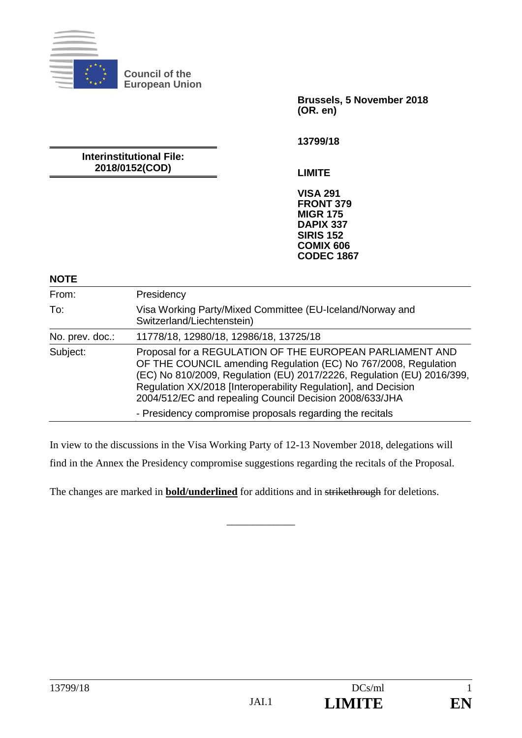**Council of the European Union**

**Brussels, 5 November 2018**
**(OR. en)**

**13799/18**

**Interinstitutional File:**
**2018/0152(COD)**

**LIMITE**

**VISA 291**
**FRONT 379**
**MIGR 175**
**DAPIX 337**
**SIRIS 152**
**COMIX 606**
**CODEC 1867**

**NOTE**

| | |
|---|---|
| From: | Presidency |
| To: | Visa Working Party/Mixed Committee (EU-Iceland/Norway and Switzerland/Liechtenstein) |
| No. prev. doc.: | 11778/18, 12980/18, 12986/18, 13725/18 |
| Subject: | Proposal for a REGULATION OF THE EUROPEAN PARLIAMENT AND OF THE COUNCIL amending Regulation (EC) No 767/2008, Regulation (EC) No 810/2009, Regulation (EU) 2017/2226, Regulation (EU) 2016/399, Regulation XX/2018 [Interoperability Regulation], and Decision 2004/512/EC and repealing Council Decision 2008/633/JHA<br>- Presidency compromise proposals regarding the recitals |

In view to the discussions in the Visa Working Party of 12-13 November 2018, delegations will find in the Annex the Presidency compromise suggestions regarding the recitals of the Proposal.

The changes are marked in **bold/underlined** for additions and in ~~strikethrough~~ for deletions.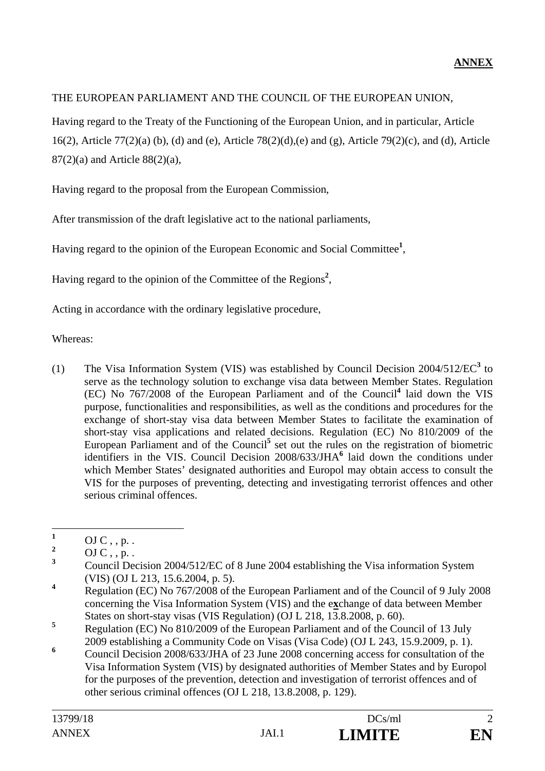**ANNEX**

THE EUROPEAN PARLIAMENT AND THE COUNCIL OF THE EUROPEAN UNION,

Having regard to the Treaty of the Functioning of the European Union, and in particular, Article 16(2), Article 77(2)(a) (b), (d) and (e), Article 78(2)(d),(e) and (g), Article 79(2)(c), and (d), Article 87(2)(a) and Article 88(2)(a),

Having regard to the proposal from the European Commission,

After transmission of the draft legislative act to the national parliaments,

Having regard to the opinion of the European Economic and Social Committee[1],

Having regard to the opinion of the Committee of the Regions[2],

Acting in accordance with the ordinary legislative procedure,

Whereas:

(1) The Visa Information System (VIS) was established by Council Decision 2004/512/EC[3] to serve as the technology solution to exchange visa data between Member States. Regulation (EC) No 767/2008 of the European Parliament and of the Council[4] laid down the VIS purpose, functionalities and responsibilities, as well as the conditions and procedures for the exchange of short-stay visa data between Member States to facilitate the examination of short-stay visa applications and related decisions. Regulation (EC) No 810/2009 of the European Parliament and of the Council[5] set out the rules on the registration of biometric identifiers in the VIS. Council Decision 2008/633/JHA[6] laid down the conditions under which Member States' designated authorities and Europol may obtain access to consult the VIS for the purposes of preventing, detecting and investigating terrorist offences and other serious criminal offences.

---

[1] OJ C , , p. .

[2] OJ C , , p. .

[3] Council Decision 2004/512/EC of 8 June 2004 establishing the Visa information System (VIS) (OJ L 213, 15.6.2004, p. 5).

[4] Regulation (EC) No 767/2008 of the European Parliament and of the Council of 9 July 2008 concerning the Visa Information System (VIS) and the e**x**change of data between Member States on short-stay visas (VIS Regulation) (OJ L 218, 13.8.2008, p. 60).

[5] Regulation (EC) No 810/2009 of the European Parliament and of the Council of 13 July 2009 establishing a Community Code on Visas (Visa Code) (OJ L 243, 15.9.2009, p. 1).

[6] Council Decision 2008/633/JHA of 23 June 2008 concerning access for consultation of the Visa Information System (VIS) by designated authorities of Member States and by Europol for the purposes of the prevention, detection and investigation of terrorist offences and of other serious criminal offences (OJ L 218, 13.8.2008, p. 129).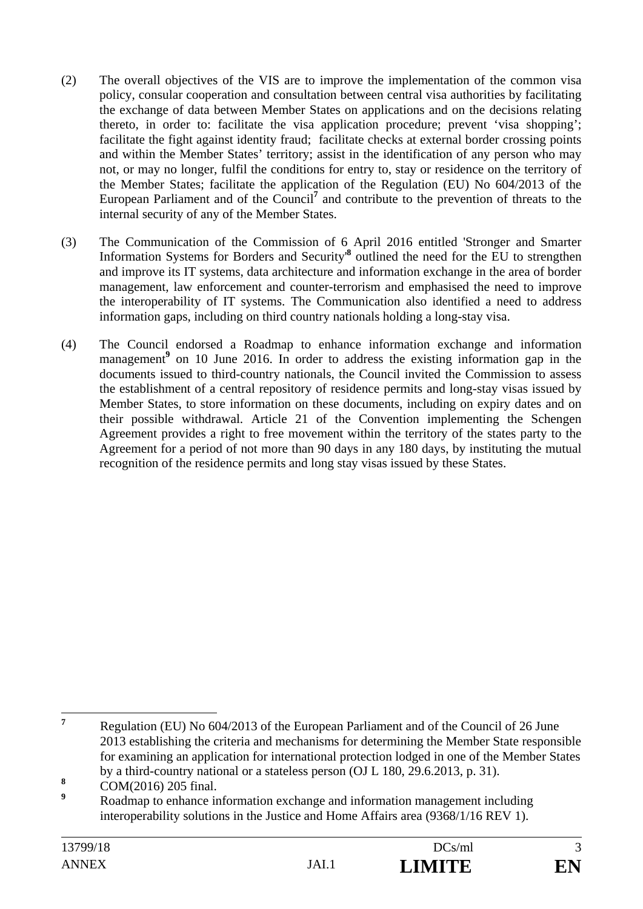(2) The overall objectives of the VIS are to improve the implementation of the common visa policy, consular cooperation and consultation between central visa authorities by facilitating the exchange of data between Member States on applications and on the decisions relating thereto, in order to: facilitate the visa application procedure; prevent 'visa shopping'; facilitate the fight against identity fraud; facilitate checks at external border crossing points and within the Member States' territory; assist in the identification of any person who may not, or may no longer, fulfil the conditions for entry to, stay or residence on the territory of the Member States; facilitate the application of the Regulation (EU) No 604/2013 of the European Parliament and of the Council[7] and contribute to the prevention of threats to the internal security of any of the Member States.

(3) The Communication of the Commission of 6 April 2016 entitled 'Stronger and Smarter Information Systems for Borders and Security'[8] outlined the need for the EU to strengthen and improve its IT systems, data architecture and information exchange in the area of border management, law enforcement and counter-terrorism and emphasised the need to improve the interoperability of IT systems. The Communication also identified a need to address information gaps, including on third country nationals holding a long-stay visa.

(4) The Council endorsed a Roadmap to enhance information exchange and information management[9] on 10 June 2016. In order to address the existing information gap in the documents issued to third-country nationals, the Council invited the Commission to assess the establishment of a central repository of residence permits and long-stay visas issued by Member States, to store information on these documents, including on expiry dates and on their possible withdrawal. Article 21 of the Convention implementing the Schengen Agreement provides a right to free movement within the territory of the states party to the Agreement for a period of not more than 90 days in any 180 days, by instituting the mutual recognition of the residence permits and long stay visas issued by these States.

---

[7] Regulation (EU) No 604/2013 of the European Parliament and of the Council of 26 June 2013 establishing the criteria and mechanisms for determining the Member State responsible for examining an application for international protection lodged in one of the Member States by a third-country national or a stateless person (OJ L 180, 29.6.2013, p. 31).

[8] COM(2016) 205 final.

[9] Roadmap to enhance information exchange and information management including interoperability solutions in the Justice and Home Affairs area (9368/1/16 REV 1).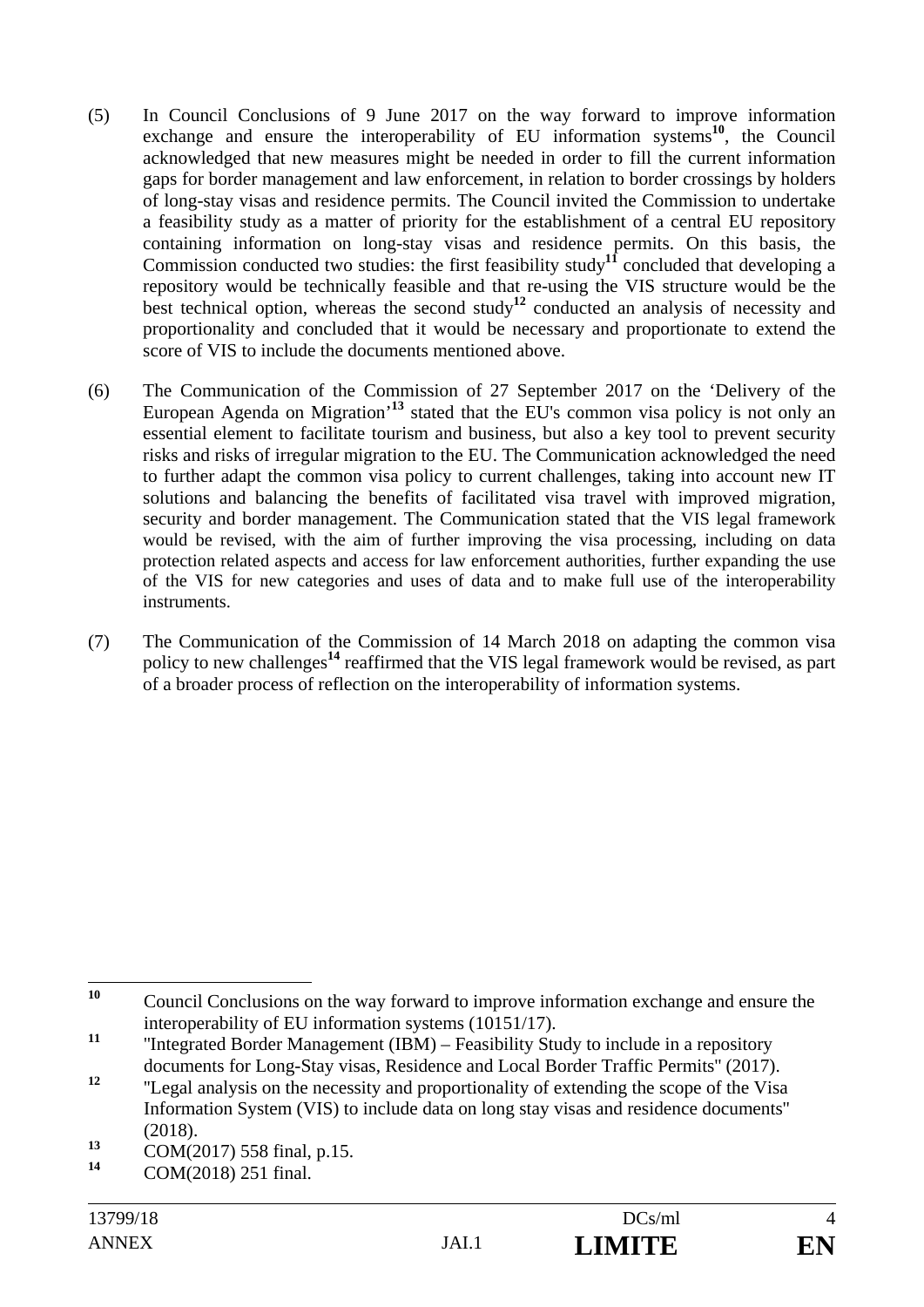(5) In Council Conclusions of 9 June 2017 on the way forward to improve information exchange and ensure the interoperability of EU information systems[10], the Council acknowledged that new measures might be needed in order to fill the current information gaps for border management and law enforcement, in relation to border crossings by holders of long-stay visas and residence permits. The Council invited the Commission to undertake a feasibility study as a matter of priority for the establishment of a central EU repository containing information on long-stay visas and residence permits. On this basis, the Commission conducted two studies: the first feasibility study[11] concluded that developing a repository would be technically feasible and that re-using the VIS structure would be the best technical option, whereas the second study[12] conducted an analysis of necessity and proportionality and concluded that it would be necessary and proportionate to extend the score of VIS to include the documents mentioned above.

(6) The Communication of the Commission of 27 September 2017 on the 'Delivery of the European Agenda on Migration'[13] stated that the EU's common visa policy is not only an essential element to facilitate tourism and business, but also a key tool to prevent security risks and risks of irregular migration to the EU. The Communication acknowledged the need to further adapt the common visa policy to current challenges, taking into account new IT solutions and balancing the benefits of facilitated visa travel with improved migration, security and border management. The Communication stated that the VIS legal framework would be revised, with the aim of further improving the visa processing, including on data protection related aspects and access for law enforcement authorities, further expanding the use of the VIS for new categories and uses of data and to make full use of the interoperability instruments.

(7) The Communication of the Commission of 14 March 2018 on adapting the common visa policy to new challenges[14] reaffirmed that the VIS legal framework would be revised, as part of a broader process of reflection on the interoperability of information systems.

---

[10] Council Conclusions on the way forward to improve information exchange and ensure the interoperability of EU information systems (10151/17).

[11] "Integrated Border Management (IBM) – Feasibility Study to include in a repository documents for Long-Stay visas, Residence and Local Border Traffic Permits" (2017).

[12] "Legal analysis on the necessity and proportionality of extending the scope of the Visa Information System (VIS) to include data on long stay visas and residence documents" (2018).

[13] COM(2017) 558 final, p.15.

[14] COM(2018) 251 final.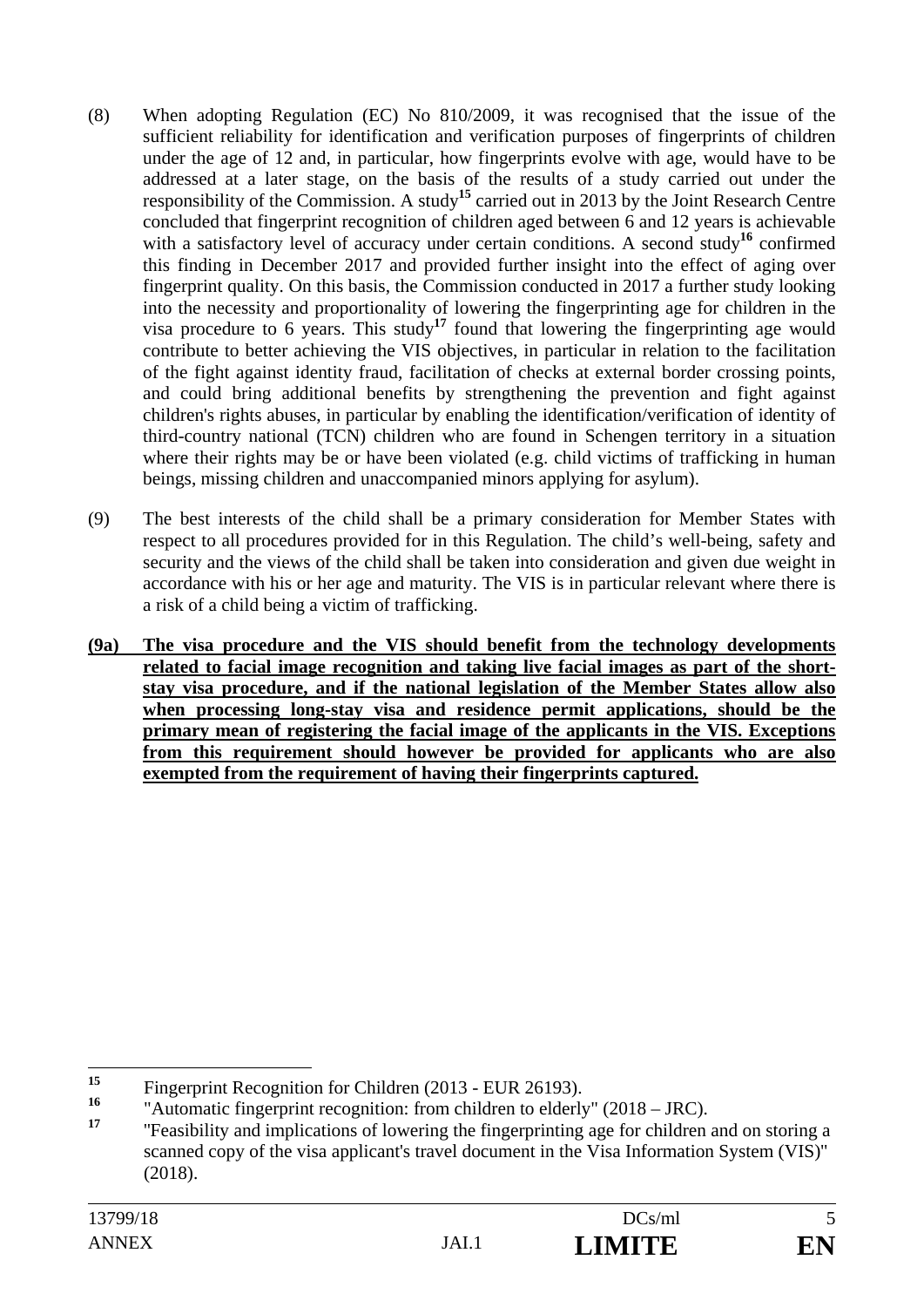(8) When adopting Regulation (EC) No 810/2009, it was recognised that the issue of the sufficient reliability for identification and verification purposes of fingerprints of children under the age of 12 and, in particular, how fingerprints evolve with age, would have to be addressed at a later stage, on the basis of the results of a study carried out under the responsibility of the Commission. A study[15] carried out in 2013 by the Joint Research Centre concluded that fingerprint recognition of children aged between 6 and 12 years is achievable with a satisfactory level of accuracy under certain conditions. A second study[16] confirmed this finding in December 2017 and provided further insight into the effect of aging over fingerprint quality. On this basis, the Commission conducted in 2017 a further study looking into the necessity and proportionality of lowering the fingerprinting age for children in the visa procedure to 6 years. This study[17] found that lowering the fingerprinting age would contribute to better achieving the VIS objectives, in particular in relation to the facilitation of the fight against identity fraud, facilitation of checks at external border crossing points, and could bring additional benefits by strengthening the prevention and fight against children's rights abuses, in particular by enabling the identification/verification of identity of third-country national (TCN) children who are found in Schengen territory in a situation where their rights may be or have been violated (e.g. child victims of trafficking in human beings, missing children and unaccompanied minors applying for asylum).

(9) The best interests of the child shall be a primary consideration for Member States with respect to all procedures provided for in this Regulation. The child's well-being, safety and security and the views of the child shall be taken into consideration and given due weight in accordance with his or her age and maturity. The VIS is in particular relevant where there is a risk of a child being a victim of trafficking.

**(9a) The visa procedure and the VIS should benefit from the technology developments related to facial image recognition and taking live facial images as part of the short-stay visa procedure, and if the national legislation of the Member States allow also when processing long-stay visa and residence permit applications, should be the primary mean of registering the facial image of the applicants in the VIS. Exceptions from this requirement should however be provided for applicants who are also exempted from the requirement of having their fingerprints captured.**

---

[15] Fingerprint Recognition for Children (2013 - EUR 26193).

[16] "Automatic fingerprint recognition: from children to elderly" (2018 – JRC).

[17] "Feasibility and implications of lowering the fingerprinting age for children and on storing a scanned copy of the visa applicant's travel document in the Visa Information System (VIS)" (2018).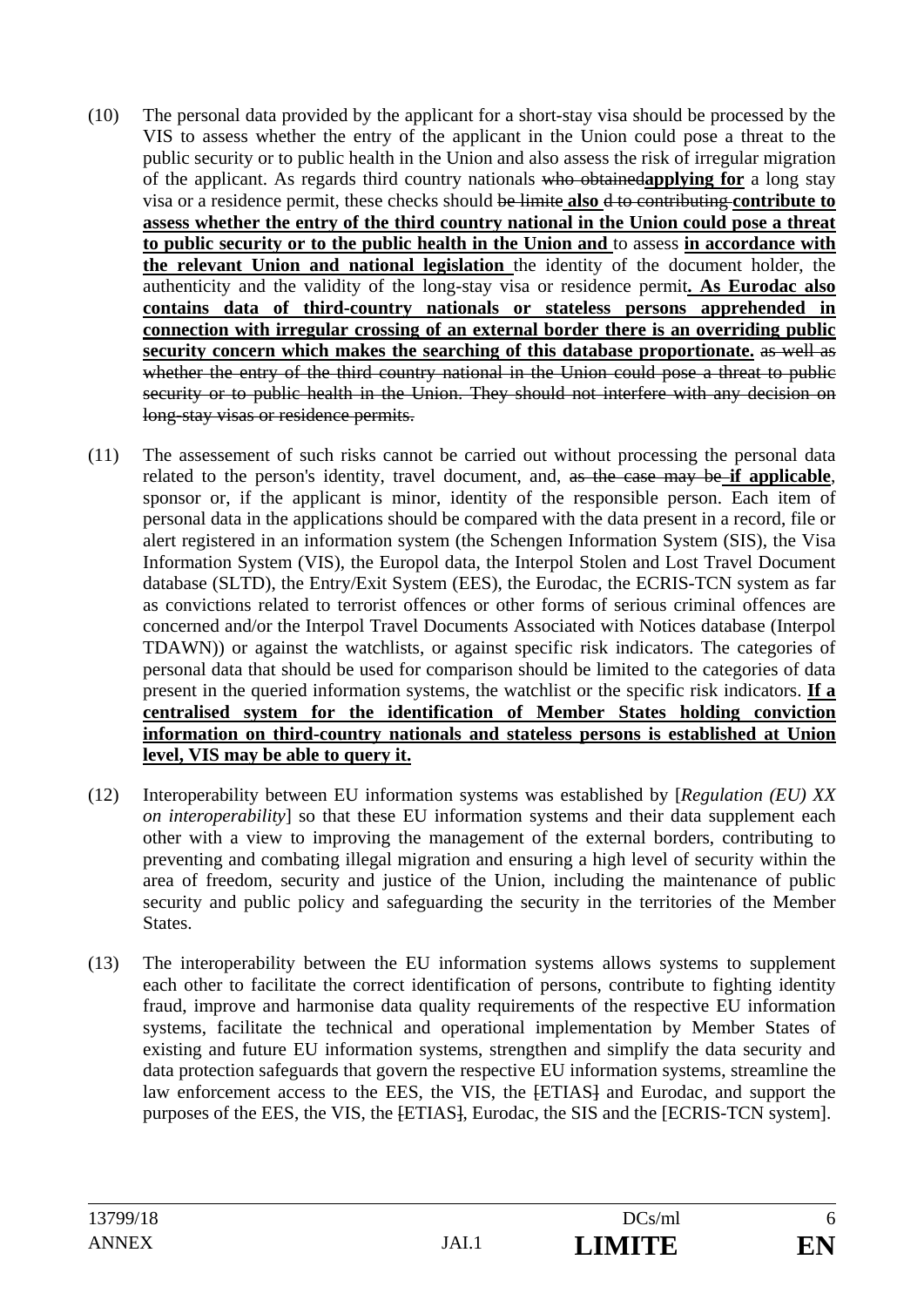(10) The personal data provided by the applicant for a short-stay visa should be processed by the VIS to assess whether the entry of the applicant in the Union could pose a threat to the public security or to public health in the Union and also assess the risk of irregular migration of the applicant. As regards third country nationals ~~who obtained~~**applying for** a long stay visa or a residence permit, these checks should ~~be limite~~ **also** ~~d to contributing~~ **contribute to assess whether the entry of the third country national in the Union could pose a threat to public security or to the public health in the Union and** to assess **in accordance with the relevant Union and national legislation** the identity of the document holder, the authenticity and the validity of the long-stay visa or residence permit**. As Eurodac also contains data of third-country nationals or stateless persons apprehended in connection with irregular crossing of an external border there is an overriding public security concern which makes the searching of this database proportionate.** ~~as well as whether the entry of the third country national in the Union could pose a threat to public security or to public health in the Union. They should not interfere with any decision on long-stay visas or residence permits.~~

(11) The assessement of such risks cannot be carried out without processing the personal data related to the person's identity, travel document, and, ~~as the case may be~~ **if applicable**, sponsor or, if the applicant is minor, identity of the responsible person. Each item of personal data in the applications should be compared with the data present in a record, file or alert registered in an information system (the Schengen Information System (SIS), the Visa Information System (VIS), the Europol data, the Interpol Stolen and Lost Travel Document database (SLTD), the Entry/Exit System (EES), the Eurodac, the ECRIS-TCN system as far as convictions related to terrorist offences or other forms of serious criminal offences are concerned and/or the Interpol Travel Documents Associated with Notices database (Interpol TDAWN)) or against the watchlists, or against specific risk indicators. The categories of personal data that should be used for comparison should be limited to the categories of data present in the queried information systems, the watchlist or the specific risk indicators. **If a centralised system for the identification of Member States holding conviction information on third-country nationals and stateless persons is established at Union level, VIS may be able to query it.**

(12) Interoperability between EU information systems was established by [*Regulation (EU) XX on interoperability*] so that these EU information systems and their data supplement each other with a view to improving the management of the external borders, contributing to preventing and combating illegal migration and ensuring a high level of security within the area of freedom, security and justice of the Union, including the maintenance of public security and public policy and safeguarding the security in the territories of the Member States.

(13) The interoperability between the EU information systems allows systems to supplement each other to facilitate the correct identification of persons, contribute to fighting identity fraud, improve and harmonise data quality requirements of the respective EU information systems, facilitate the technical and operational implementation by Member States of existing and future EU information systems, strengthen and simplify the data security and data protection safeguards that govern the respective EU information systems, streamline the law enforcement access to the EES, the VIS, the ~~[~~ETIAS~~]~~ and Eurodac, and support the purposes of the EES, the VIS, the ~~[~~ETIAS~~]~~, Eurodac, the SIS and the [ECRIS-TCN system].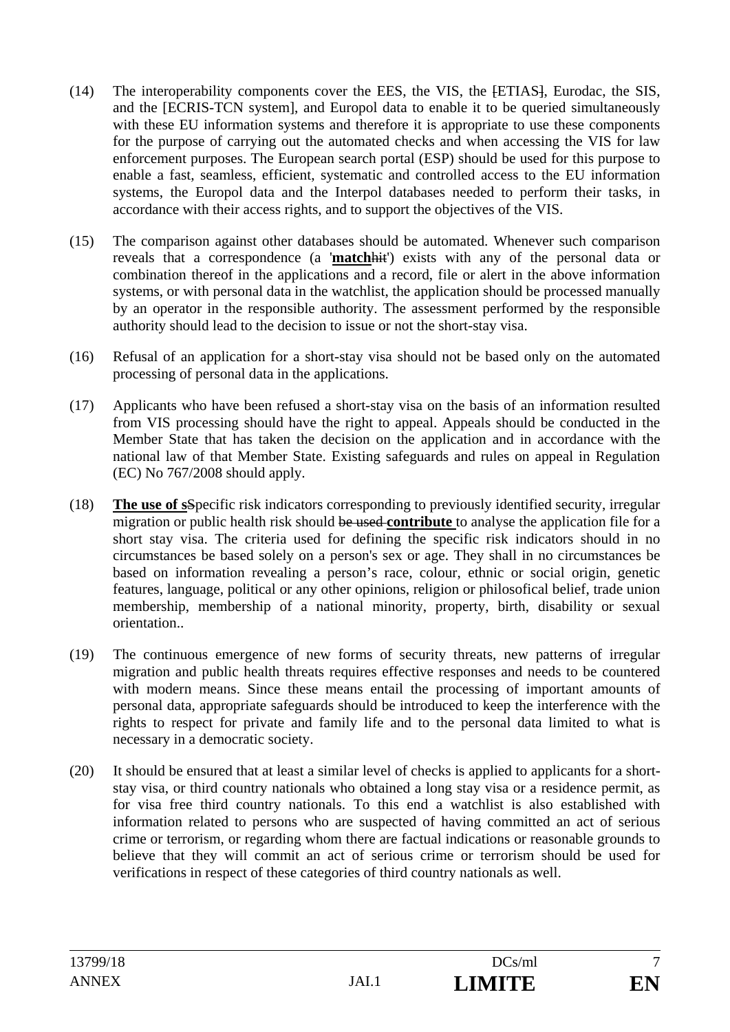(14) The interoperability components cover the EES, the VIS, the ~~[~~ETIAS~~]~~, Eurodac, the SIS, and the [ECRIS-TCN system], and Europol data to enable it to be queried simultaneously with these EU information systems and therefore it is appropriate to use these components for the purpose of carrying out the automated checks and when accessing the VIS for law enforcement purposes. The European search portal (ESP) should be used for this purpose to enable a fast, seamless, efficient, systematic and controlled access to the EU information systems, the Europol data and the Interpol databases needed to perform their tasks, in accordance with their access rights, and to support the objectives of the VIS.

(15) The comparison against other databases should be automated. Whenever such comparison reveals that a correspondence (a '**match**~~hit~~') exists with any of the personal data or combination thereof in the applications and a record, file or alert in the above information systems, or with personal data in the watchlist, the application should be processed manually by an operator in the responsible authority. The assessment performed by the responsible authority should lead to the decision to issue or not the short-stay visa.

(16) Refusal of an application for a short-stay visa should not be based only on the automated processing of personal data in the applications.

(17) Applicants who have been refused a short-stay visa on the basis of an information resulted from VIS processing should have the right to appeal. Appeals should be conducted in the Member State that has taken the decision on the application and in accordance with the national law of that Member State. Existing safeguards and rules on appeal in Regulation (EC) No 767/2008 should apply.

(18) **The use of s**~~S~~pecific risk indicators corresponding to previously identified security, irregular migration or public health risk should ~~be used~~ **contribute** to analyse the application file for a short stay visa. The criteria used for defining the specific risk indicators should in no circumstances be based solely on a person's sex or age. They shall in no circumstances be based on information revealing a person's race, colour, ethnic or social origin, genetic features, language, political or any other opinions, religion or philosofical belief, trade union membership, membership of a national minority, property, birth, disability or sexual orientation..

(19) The continuous emergence of new forms of security threats, new patterns of irregular migration and public health threats requires effective responses and needs to be countered with modern means. Since these means entail the processing of important amounts of personal data, appropriate safeguards should be introduced to keep the interference with the rights to respect for private and family life and to the personal data limited to what is necessary in a democratic society.

(20) It should be ensured that at least a similar level of checks is applied to applicants for a short-stay visa, or third country nationals who obtained a long stay visa or a residence permit, as for visa free third country nationals. To this end a watchlist is also established with information related to persons who are suspected of having committed an act of serious crime or terrorism, or regarding whom there are factual indications or reasonable grounds to believe that they will commit an act of serious crime or terrorism should be used for verifications in respect of these categories of third country nationals as well.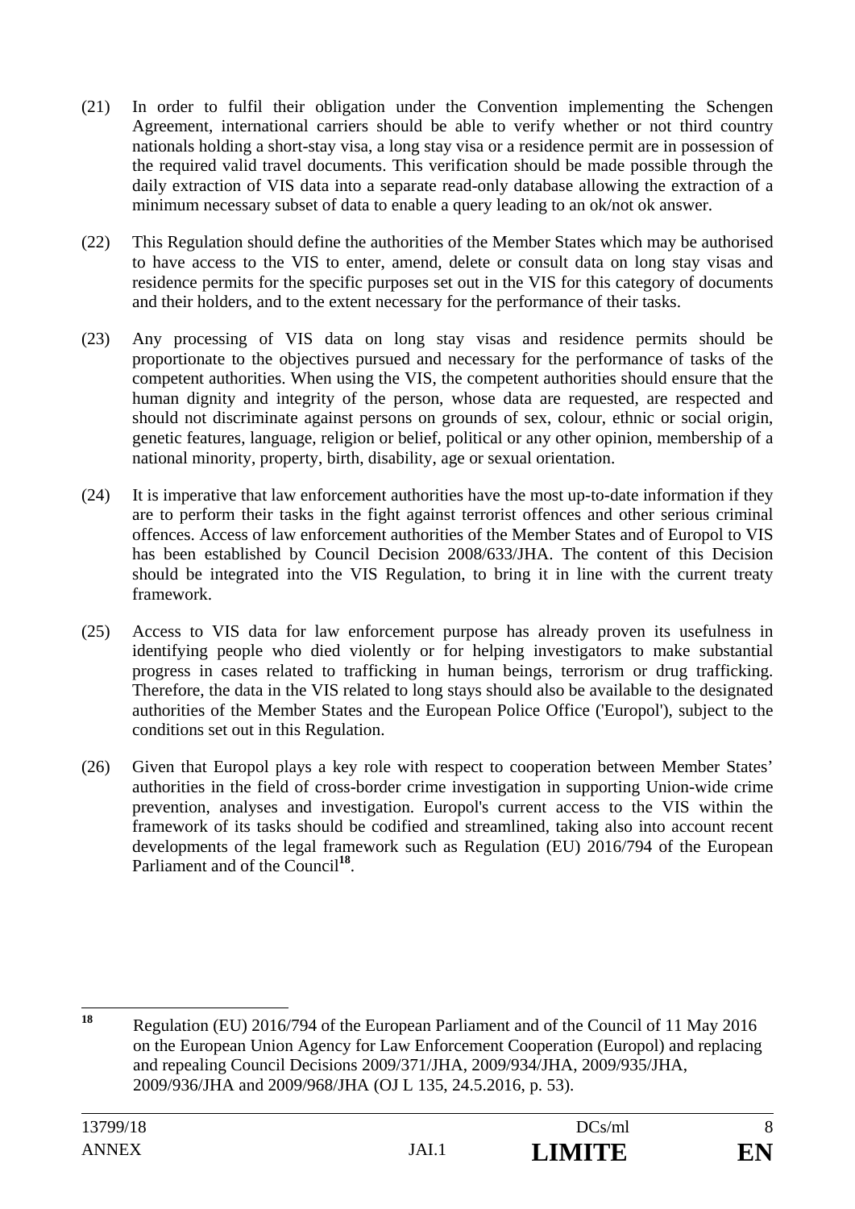(21) In order to fulfil their obligation under the Convention implementing the Schengen Agreement, international carriers should be able to verify whether or not third country nationals holding a short-stay visa, a long stay visa or a residence permit are in possession of the required valid travel documents. This verification should be made possible through the daily extraction of VIS data into a separate read-only database allowing the extraction of a minimum necessary subset of data to enable a query leading to an ok/not ok answer.

(22) This Regulation should define the authorities of the Member States which may be authorised to have access to the VIS to enter, amend, delete or consult data on long stay visas and residence permits for the specific purposes set out in the VIS for this category of documents and their holders, and to the extent necessary for the performance of their tasks.

(23) Any processing of VIS data on long stay visas and residence permits should be proportionate to the objectives pursued and necessary for the performance of tasks of the competent authorities. When using the VIS, the competent authorities should ensure that the human dignity and integrity of the person, whose data are requested, are respected and should not discriminate against persons on grounds of sex, colour, ethnic or social origin, genetic features, language, religion or belief, political or any other opinion, membership of a national minority, property, birth, disability, age or sexual orientation.

(24) It is imperative that law enforcement authorities have the most up-to-date information if they are to perform their tasks in the fight against terrorist offences and other serious criminal offences. Access of law enforcement authorities of the Member States and of Europol to VIS has been established by Council Decision 2008/633/JHA. The content of this Decision should be integrated into the VIS Regulation, to bring it in line with the current treaty framework.

(25) Access to VIS data for law enforcement purpose has already proven its usefulness in identifying people who died violently or for helping investigators to make substantial progress in cases related to trafficking in human beings, terrorism or drug trafficking. Therefore, the data in the VIS related to long stays should also be available to the designated authorities of the Member States and the European Police Office ('Europol'), subject to the conditions set out in this Regulation.

(26) Given that Europol plays a key role with respect to cooperation between Member States' authorities in the field of cross-border crime investigation in supporting Union-wide crime prevention, analyses and investigation. Europol's current access to the VIS within the framework of its tasks should be codified and streamlined, taking also into account recent developments of the legal framework such as Regulation (EU) 2016/794 of the European Parliament and of the Council[18].

---

[18] Regulation (EU) 2016/794 of the European Parliament and of the Council of 11 May 2016 on the European Union Agency for Law Enforcement Cooperation (Europol) and replacing and repealing Council Decisions 2009/371/JHA, 2009/934/JHA, 2009/935/JHA, 2009/936/JHA and 2009/968/JHA (OJ L 135, 24.5.2016, p. 53).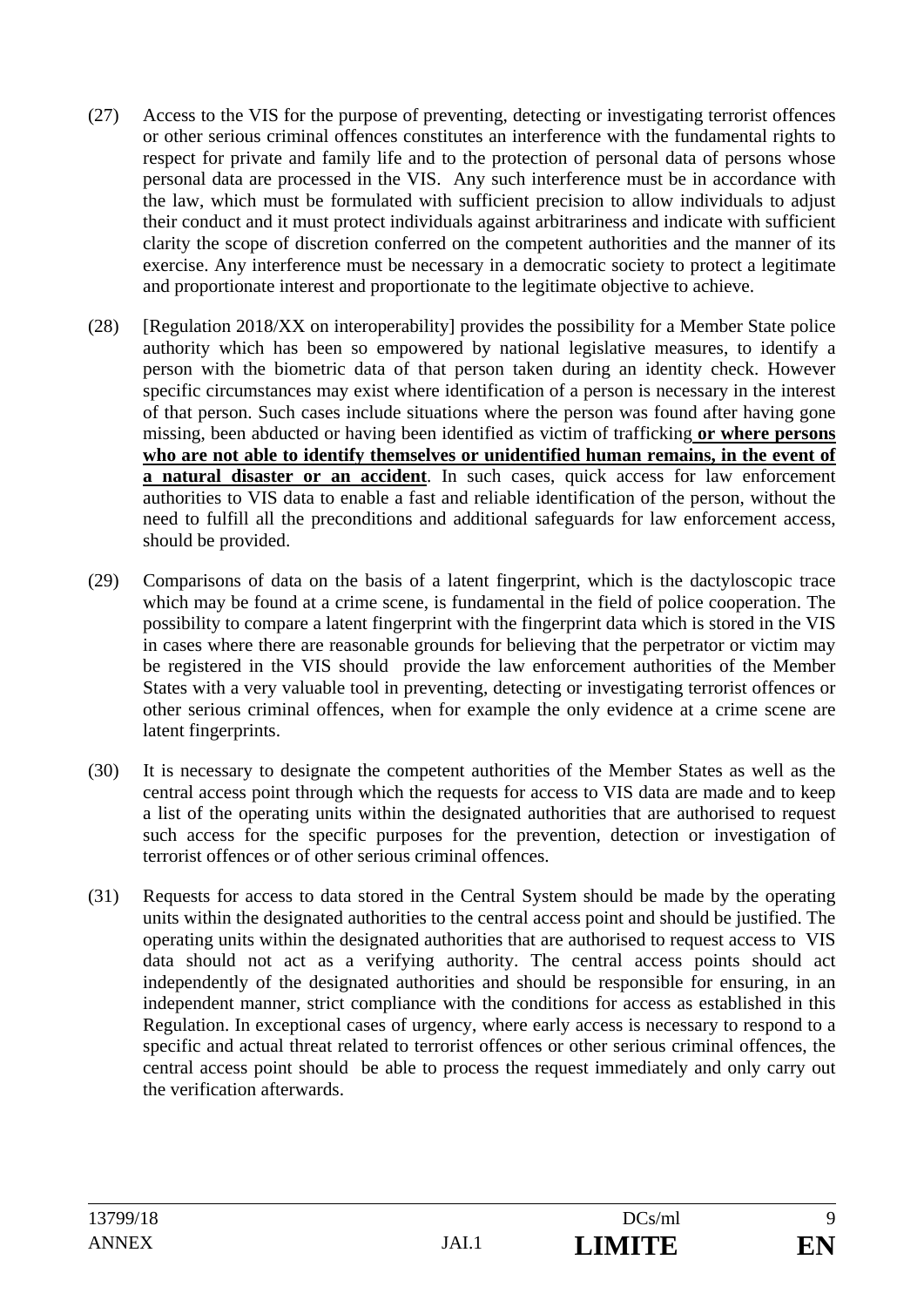(27) Access to the VIS for the purpose of preventing, detecting or investigating terrorist offences or other serious criminal offences constitutes an interference with the fundamental rights to respect for private and family life and to the protection of personal data of persons whose personal data are processed in the VIS. Any such interference must be in accordance with the law, which must be formulated with sufficient precision to allow individuals to adjust their conduct and it must protect individuals against arbitrariness and indicate with sufficient clarity the scope of discretion conferred on the competent authorities and the manner of its exercise. Any interference must be necessary in a democratic society to protect a legitimate and proportionate interest and proportionate to the legitimate objective to achieve.

(28) [Regulation 2018/XX on interoperability] provides the possibility for a Member State police authority which has been so empowered by national legislative measures, to identify a person with the biometric data of that person taken during an identity check. However specific circumstances may exist where identification of a person is necessary in the interest of that person. Such cases include situations where the person was found after having gone missing, been abducted or having been identified as victim of trafficking **<u>or where persons who are not able to identify themselves or unidentified human remains, in the event of a natural disaster or an accident</u>**. In such cases, quick access for law enforcement authorities to VIS data to enable a fast and reliable identification of the person, without the need to fulfill all the preconditions and additional safeguards for law enforcement access, should be provided.

(29) Comparisons of data on the basis of a latent fingerprint, which is the dactyloscopic trace which may be found at a crime scene, is fundamental in the field of police cooperation. The possibility to compare a latent fingerprint with the fingerprint data which is stored in the VIS in cases where there are reasonable grounds for believing that the perpetrator or victim may be registered in the VIS should provide the law enforcement authorities of the Member States with a very valuable tool in preventing, detecting or investigating terrorist offences or other serious criminal offences, when for example the only evidence at a crime scene are latent fingerprints.

(30) It is necessary to designate the competent authorities of the Member States as well as the central access point through which the requests for access to VIS data are made and to keep a list of the operating units within the designated authorities that are authorised to request such access for the specific purposes for the prevention, detection or investigation of terrorist offences or of other serious criminal offences.

(31) Requests for access to data stored in the Central System should be made by the operating units within the designated authorities to the central access point and should be justified. The operating units within the designated authorities that are authorised to request access to VIS data should not act as a verifying authority. The central access points should act independently of the designated authorities and should be responsible for ensuring, in an independent manner, strict compliance with the conditions for access as established in this Regulation. In exceptional cases of urgency, where early access is necessary to respond to a specific and actual threat related to terrorist offences or other serious criminal offences, the central access point should be able to process the request immediately and only carry out the verification afterwards.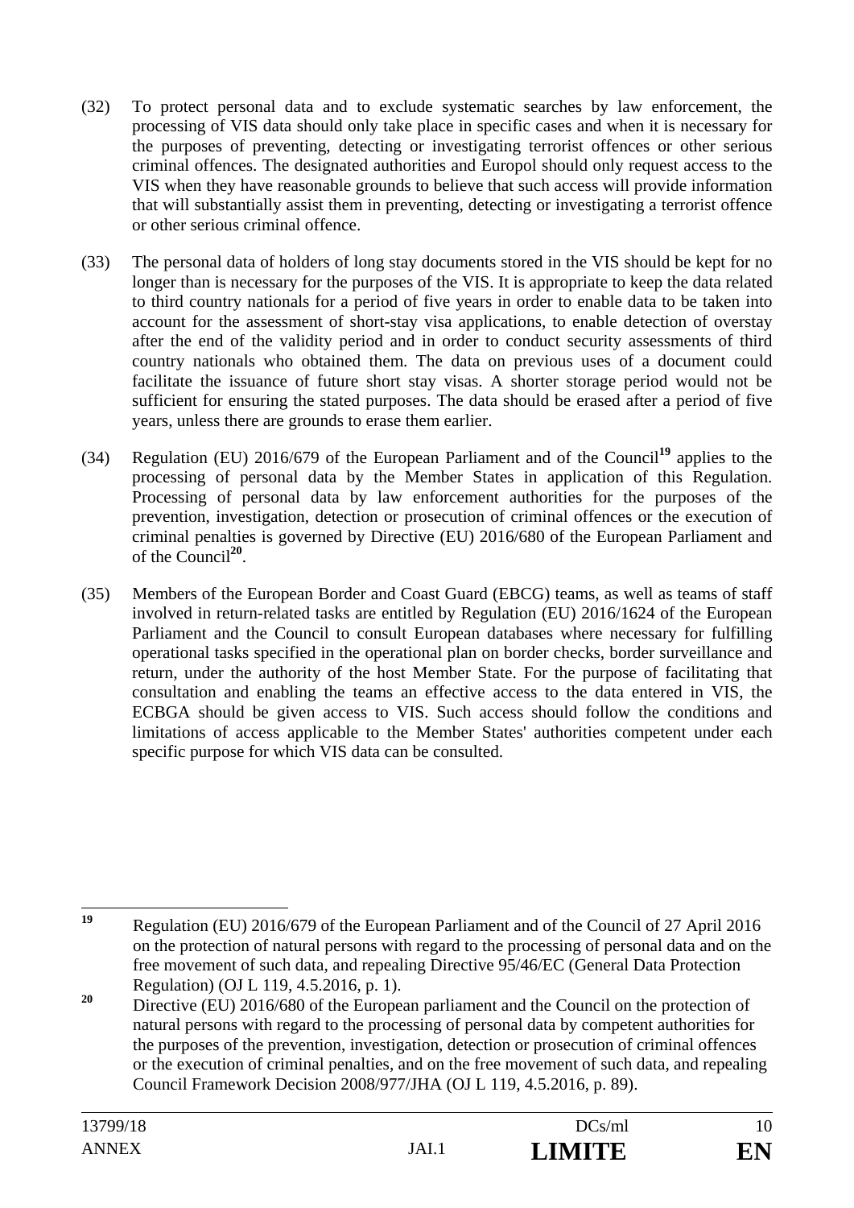(32) To protect personal data and to exclude systematic searches by law enforcement, the processing of VIS data should only take place in specific cases and when it is necessary for the purposes of preventing, detecting or investigating terrorist offences or other serious criminal offences. The designated authorities and Europol should only request access to the VIS when they have reasonable grounds to believe that such access will provide information that will substantially assist them in preventing, detecting or investigating a terrorist offence or other serious criminal offence.

(33) The personal data of holders of long stay documents stored in the VIS should be kept for no longer than is necessary for the purposes of the VIS. It is appropriate to keep the data related to third country nationals for a period of five years in order to enable data to be taken into account for the assessment of short-stay visa applications, to enable detection of overstay after the end of the validity period and in order to conduct security assessments of third country nationals who obtained them. The data on previous uses of a document could facilitate the issuance of future short stay visas. A shorter storage period would not be sufficient for ensuring the stated purposes. The data should be erased after a period of five years, unless there are grounds to erase them earlier.

(34) Regulation (EU) 2016/679 of the European Parliament and of the Council[19] applies to the processing of personal data by the Member States in application of this Regulation. Processing of personal data by law enforcement authorities for the purposes of the prevention, investigation, detection or prosecution of criminal offences or the execution of criminal penalties is governed by Directive (EU) 2016/680 of the European Parliament and of the Council[20].

(35) Members of the European Border and Coast Guard (EBCG) teams, as well as teams of staff involved in return-related tasks are entitled by Regulation (EU) 2016/1624 of the European Parliament and the Council to consult European databases where necessary for fulfilling operational tasks specified in the operational plan on border checks, border surveillance and return, under the authority of the host Member State. For the purpose of facilitating that consultation and enabling the teams an effective access to the data entered in VIS, the ECBGA should be given access to VIS. Such access should follow the conditions and limitations of access applicable to the Member States' authorities competent under each specific purpose for which VIS data can be consulted.

---

[19] Regulation (EU) 2016/679 of the European Parliament and of the Council of 27 April 2016 on the protection of natural persons with regard to the processing of personal data and on the free movement of such data, and repealing Directive 95/46/EC (General Data Protection Regulation) (OJ L 119, 4.5.2016, p. 1).

[20] Directive (EU) 2016/680 of the European parliament and the Council on the protection of natural persons with regard to the processing of personal data by competent authorities for the purposes of the prevention, investigation, detection or prosecution of criminal offences or the execution of criminal penalties, and on the free movement of such data, and repealing Council Framework Decision 2008/977/JHA (OJ L 119, 4.5.2016, p. 89).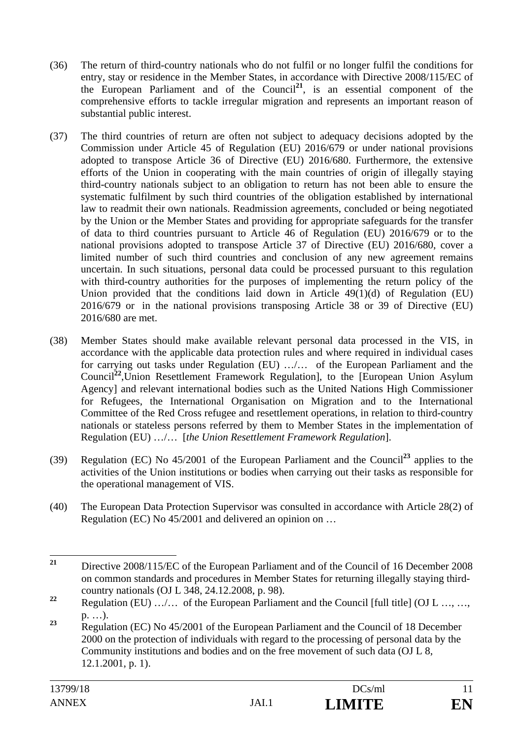(36) The return of third-country nationals who do not fulfil or no longer fulfil the conditions for entry, stay or residence in the Member States, in accordance with Directive 2008/115/EC of the European Parliament and of the Council[21], is an essential component of the comprehensive efforts to tackle irregular migration and represents an important reason of substantial public interest.

(37) The third countries of return are often not subject to adequacy decisions adopted by the Commission under Article 45 of Regulation (EU) 2016/679 or under national provisions adopted to transpose Article 36 of Directive (EU) 2016/680. Furthermore, the extensive efforts of the Union in cooperating with the main countries of origin of illegally staying third-country nationals subject to an obligation to return has not been able to ensure the systematic fulfilment by such third countries of the obligation established by international law to readmit their own nationals. Readmission agreements, concluded or being negotiated by the Union or the Member States and providing for appropriate safeguards for the transfer of data to third countries pursuant to Article 46 of Regulation (EU) 2016/679 or to the national provisions adopted to transpose Article 37 of Directive (EU) 2016/680, cover a limited number of such third countries and conclusion of any new agreement remains uncertain. In such situations, personal data could be processed pursuant to this regulation with third-country authorities for the purposes of implementing the return policy of the Union provided that the conditions laid down in Article 49(1)(d) of Regulation (EU) 2016/679 or in the national provisions transposing Article 38 or 39 of Directive (EU) 2016/680 are met.

(38) Member States should make available relevant personal data processed in the VIS, in accordance with the applicable data protection rules and where required in individual cases for carrying out tasks under Regulation (EU) …/… of the European Parliament and the Council[22],Union Resettlement Framework Regulation], to the [European Union Asylum Agency] and relevant international bodies such as the United Nations High Commissioner for Refugees, the International Organisation on Migration and to the International Committee of the Red Cross refugee and resettlement operations, in relation to third-country nationals or stateless persons referred by them to Member States in the implementation of Regulation (EU) …/… [*the Union Resettlement Framework Regulation*].

(39) Regulation (EC) No 45/2001 of the European Parliament and the Council[23] applies to the activities of the Union institutions or bodies when carrying out their tasks as responsible for the operational management of VIS.

(40) The European Data Protection Supervisor was consulted in accordance with Article 28(2) of Regulation (EC) No 45/2001 and delivered an opinion on …

---

[21] Directive 2008/115/EC of the European Parliament and of the Council of 16 December 2008 on common standards and procedures in Member States for returning illegally staying third-country nationals (OJ L 348, 24.12.2008, p. 98).

[22] Regulation (EU) …/… of the European Parliament and the Council [full title] (OJ L …, …, p. …).

[23] Regulation (EC) No 45/2001 of the European Parliament and the Council of 18 December 2000 on the protection of individuals with regard to the processing of personal data by the Community institutions and bodies and on the free movement of such data (OJ L 8, 12.1.2001, p. 1).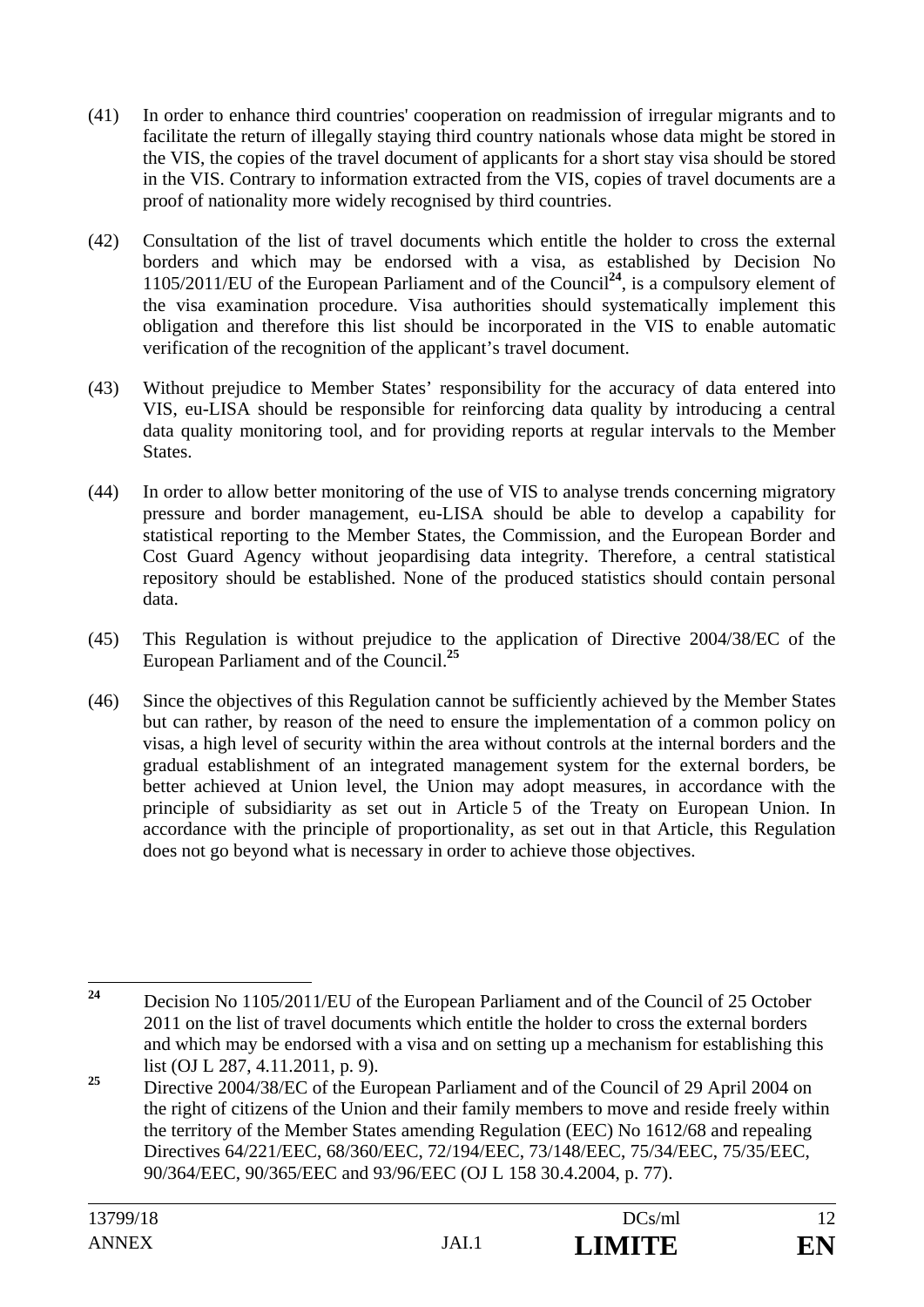(41) In order to enhance third countries' cooperation on readmission of irregular migrants and to facilitate the return of illegally staying third country nationals whose data might be stored in the VIS, the copies of the travel document of applicants for a short stay visa should be stored in the VIS. Contrary to information extracted from the VIS, copies of travel documents are a proof of nationality more widely recognised by third countries.

(42) Consultation of the list of travel documents which entitle the holder to cross the external borders and which may be endorsed with a visa, as established by Decision No 1105/2011/EU of the European Parliament and of the Council[24], is a compulsory element of the visa examination procedure. Visa authorities should systematically implement this obligation and therefore this list should be incorporated in the VIS to enable automatic verification of the recognition of the applicant's travel document.

(43) Without prejudice to Member States' responsibility for the accuracy of data entered into VIS, eu-LISA should be responsible for reinforcing data quality by introducing a central data quality monitoring tool, and for providing reports at regular intervals to the Member States.

(44) In order to allow better monitoring of the use of VIS to analyse trends concerning migratory pressure and border management, eu-LISA should be able to develop a capability for statistical reporting to the Member States, the Commission, and the European Border and Cost Guard Agency without jeopardising data integrity. Therefore, a central statistical repository should be established. None of the produced statistics should contain personal data.

(45) This Regulation is without prejudice to the application of Directive 2004/38/EC of the European Parliament and of the Council.[25]

(46) Since the objectives of this Regulation cannot be sufficiently achieved by the Member States but can rather, by reason of the need to ensure the implementation of a common policy on visas, a high level of security within the area without controls at the internal borders and the gradual establishment of an integrated management system for the external borders, be better achieved at Union level, the Union may adopt measures, in accordance with the principle of subsidiarity as set out in Article 5 of the Treaty on European Union. In accordance with the principle of proportionality, as set out in that Article, this Regulation does not go beyond what is necessary in order to achieve those objectives.

---

[24] Decision No 1105/2011/EU of the European Parliament and of the Council of 25 October 2011 on the list of travel documents which entitle the holder to cross the external borders and which may be endorsed with a visa and on setting up a mechanism for establishing this list (OJ L 287, 4.11.2011, p. 9).

[25] Directive 2004/38/EC of the European Parliament and of the Council of 29 April 2004 on the right of citizens of the Union and their family members to move and reside freely within the territory of the Member States amending Regulation (EEC) No 1612/68 and repealing Directives 64/221/EEC, 68/360/EEC, 72/194/EEC, 73/148/EEC, 75/34/EEC, 75/35/EEC, 90/364/EEC, 90/365/EEC and 93/96/EEC (OJ L 158 30.4.2004, p. 77).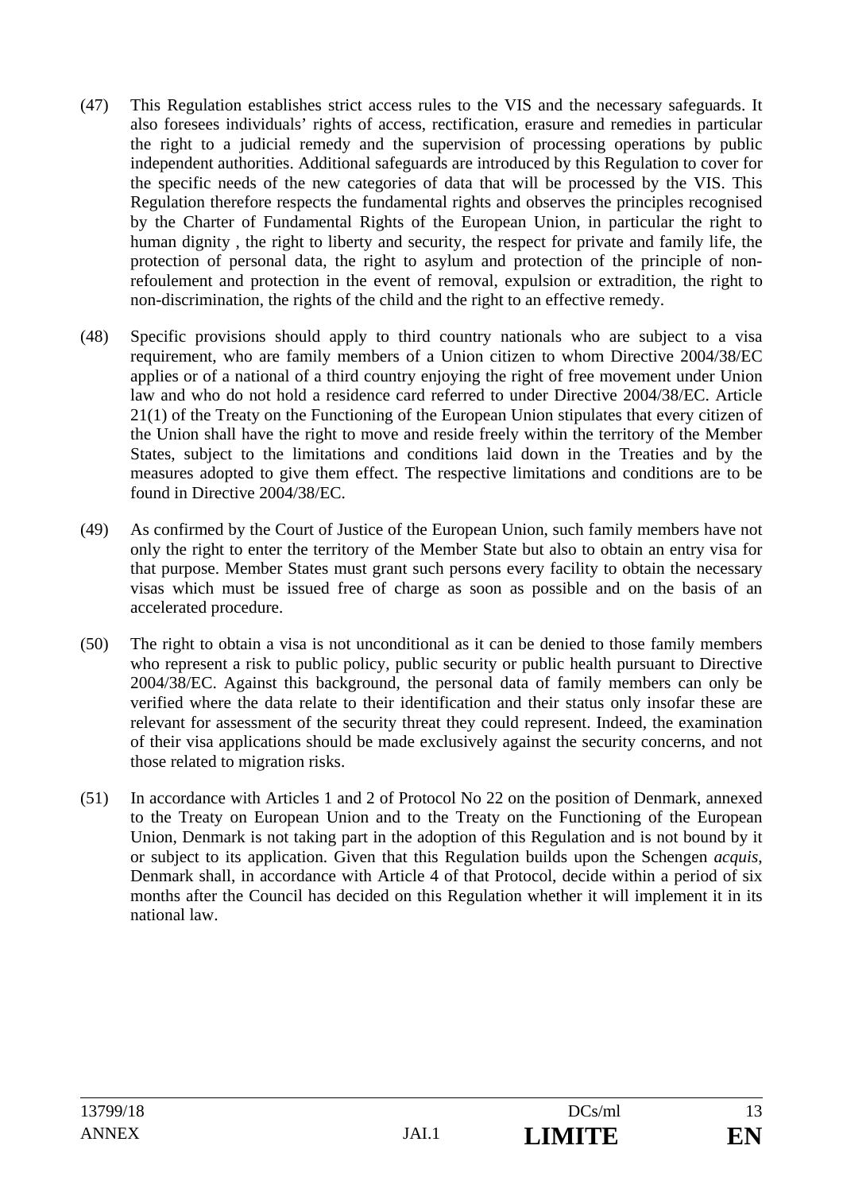(47) This Regulation establishes strict access rules to the VIS and the necessary safeguards. It also foresees individuals' rights of access, rectification, erasure and remedies in particular the right to a judicial remedy and the supervision of processing operations by public independent authorities. Additional safeguards are introduced by this Regulation to cover for the specific needs of the new categories of data that will be processed by the VIS. This Regulation therefore respects the fundamental rights and observes the principles recognised by the Charter of Fundamental Rights of the European Union, in particular the right to human dignity , the right to liberty and security, the respect for private and family life, the protection of personal data, the right to asylum and protection of the principle of non-refoulement and protection in the event of removal, expulsion or extradition, the right to non-discrimination, the rights of the child and the right to an effective remedy.

(48) Specific provisions should apply to third country nationals who are subject to a visa requirement, who are family members of a Union citizen to whom Directive 2004/38/EC applies or of a national of a third country enjoying the right of free movement under Union law and who do not hold a residence card referred to under Directive 2004/38/EC. Article 21(1) of the Treaty on the Functioning of the European Union stipulates that every citizen of the Union shall have the right to move and reside freely within the territory of the Member States, subject to the limitations and conditions laid down in the Treaties and by the measures adopted to give them effect. The respective limitations and conditions are to be found in Directive 2004/38/EC.

(49) As confirmed by the Court of Justice of the European Union, such family members have not only the right to enter the territory of the Member State but also to obtain an entry visa for that purpose. Member States must grant such persons every facility to obtain the necessary visas which must be issued free of charge as soon as possible and on the basis of an accelerated procedure.

(50) The right to obtain a visa is not unconditional as it can be denied to those family members who represent a risk to public policy, public security or public health pursuant to Directive 2004/38/EC. Against this background, the personal data of family members can only be verified where the data relate to their identification and their status only insofar these are relevant for assessment of the security threat they could represent. Indeed, the examination of their visa applications should be made exclusively against the security concerns, and not those related to migration risks.

(51) In accordance with Articles 1 and 2 of Protocol No 22 on the position of Denmark, annexed to the Treaty on European Union and to the Treaty on the Functioning of the European Union, Denmark is not taking part in the adoption of this Regulation and is not bound by it or subject to its application. Given that this Regulation builds upon the Schengen *acquis*, Denmark shall, in accordance with Article 4 of that Protocol, decide within a period of six months after the Council has decided on this Regulation whether it will implement it in its national law.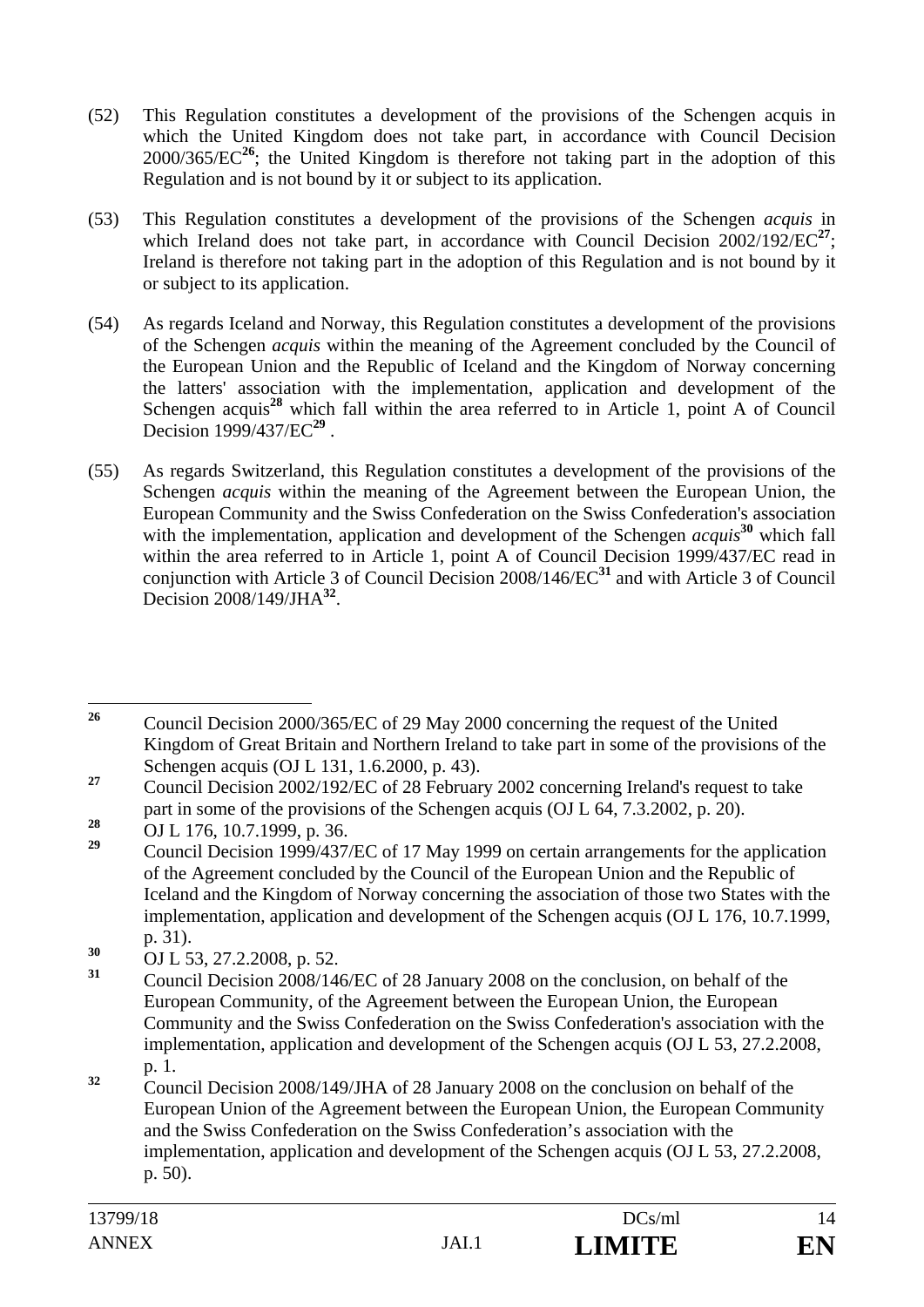(52) This Regulation constitutes a development of the provisions of the Schengen acquis in which the United Kingdom does not take part, in accordance with Council Decision 2000/365/EC[26]; the United Kingdom is therefore not taking part in the adoption of this Regulation and is not bound by it or subject to its application.

(53) This Regulation constitutes a development of the provisions of the Schengen *acquis* in which Ireland does not take part, in accordance with Council Decision 2002/192/EC[27]; Ireland is therefore not taking part in the adoption of this Regulation and is not bound by it or subject to its application.

(54) As regards Iceland and Norway, this Regulation constitutes a development of the provisions of the Schengen *acquis* within the meaning of the Agreement concluded by the Council of the European Union and the Republic of Iceland and the Kingdom of Norway concerning the latters' association with the implementation, application and development of the Schengen acquis[28] which fall within the area referred to in Article 1, point A of Council Decision 1999/437/EC[29] .

(55) As regards Switzerland, this Regulation constitutes a development of the provisions of the Schengen *acquis* within the meaning of the Agreement between the European Union, the European Community and the Swiss Confederation on the Swiss Confederation's association with the implementation, application and development of the Schengen *acquis*[30] which fall within the area referred to in Article 1, point A of Council Decision 1999/437/EC read in conjunction with Article 3 of Council Decision 2008/146/EC[31] and with Article 3 of Council Decision 2008/149/JHA[32].

---

[26] Council Decision 2000/365/EC of 29 May 2000 concerning the request of the United Kingdom of Great Britain and Northern Ireland to take part in some of the provisions of the Schengen acquis (OJ L 131, 1.6.2000, p. 43).

[27] Council Decision 2002/192/EC of 28 February 2002 concerning Ireland's request to take part in some of the provisions of the Schengen acquis (OJ L 64, 7.3.2002, p. 20).

[28] OJ L 176, 10.7.1999, p. 36.

[29] Council Decision 1999/437/EC of 17 May 1999 on certain arrangements for the application of the Agreement concluded by the Council of the European Union and the Republic of Iceland and the Kingdom of Norway concerning the association of those two States with the implementation, application and development of the Schengen acquis (OJ L 176, 10.7.1999, p. 31).

[30] OJ L 53, 27.2.2008, p. 52.

[31] Council Decision 2008/146/EC of 28 January 2008 on the conclusion, on behalf of the European Community, of the Agreement between the European Union, the European Community and the Swiss Confederation on the Swiss Confederation's association with the implementation, application and development of the Schengen acquis (OJ L 53, 27.2.2008, p. 1.

[32] Council Decision 2008/149/JHA of 28 January 2008 on the conclusion on behalf of the European Union of the Agreement between the European Union, the European Community and the Swiss Confederation on the Swiss Confederation's association with the implementation, application and development of the Schengen acquis (OJ L 53, 27.2.2008, p. 50).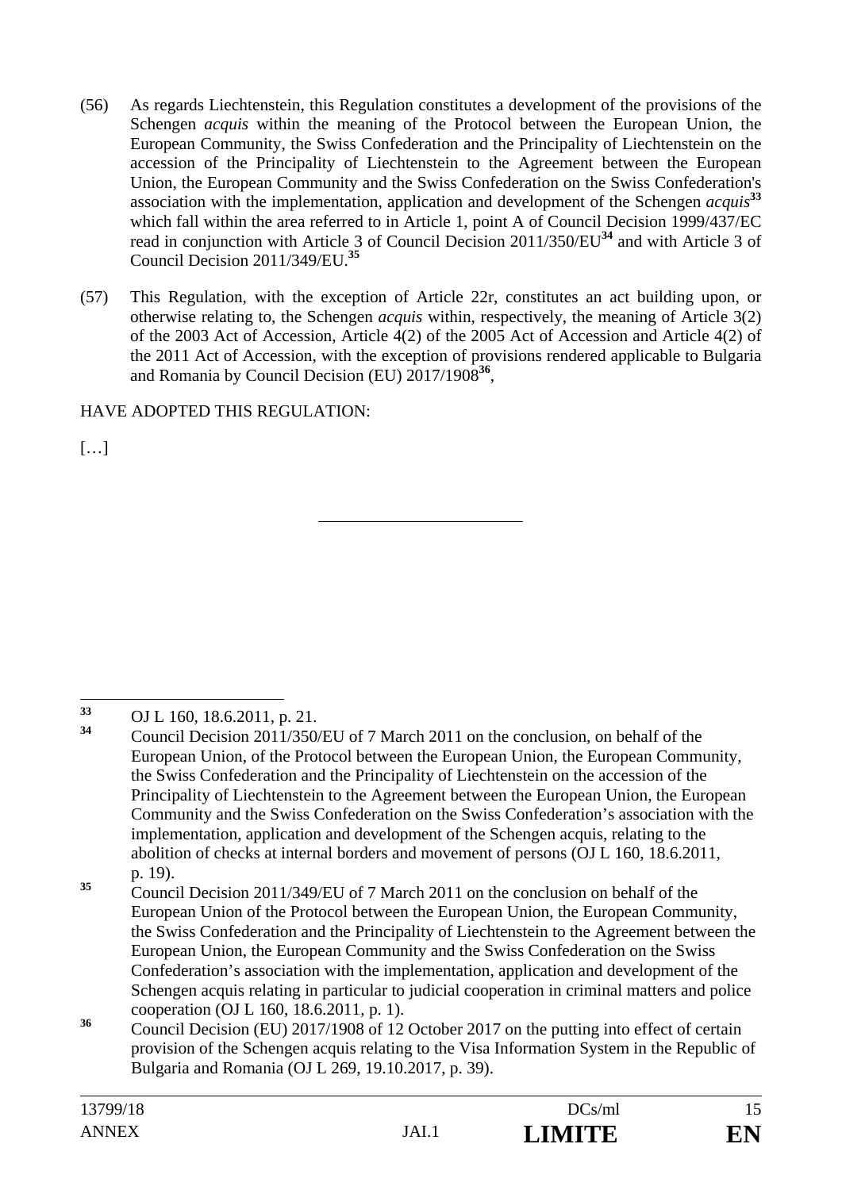(56) As regards Liechtenstein, this Regulation constitutes a development of the provisions of the Schengen *acquis* within the meaning of the Protocol between the European Union, the European Community, the Swiss Confederation and the Principality of Liechtenstein on the accession of the Principality of Liechtenstein to the Agreement between the European Union, the European Community and the Swiss Confederation on the Swiss Confederation's association with the implementation, application and development of the Schengen *acquis*[33] which fall within the area referred to in Article 1, point A of Council Decision 1999/437/EC read in conjunction with Article 3 of Council Decision 2011/350/EU[34] and with Article 3 of Council Decision 2011/349/EU.[35]

(57) This Regulation, with the exception of Article 22r, constitutes an act building upon, or otherwise relating to, the Schengen *acquis* within, respectively, the meaning of Article 3(2) of the 2003 Act of Accession, Article 4(2) of the 2005 Act of Accession and Article 4(2) of the 2011 Act of Accession, with the exception of provisions rendered applicable to Bulgaria and Romania by Council Decision (EU) 2017/1908[36],

HAVE ADOPTED THIS REGULATION:

[…]

---

[33] OJ L 160, 18.6.2011, p. 21.

[34] Council Decision 2011/350/EU of 7 March 2011 on the conclusion, on behalf of the European Union, of the Protocol between the European Union, the European Community, the Swiss Confederation and the Principality of Liechtenstein on the accession of the Principality of Liechtenstein to the Agreement between the European Union, the European Community and the Swiss Confederation on the Swiss Confederation's association with the implementation, application and development of the Schengen acquis, relating to the abolition of checks at internal borders and movement of persons (OJ L 160, 18.6.2011, p. 19).

[35] Council Decision 2011/349/EU of 7 March 2011 on the conclusion on behalf of the European Union of the Protocol between the European Union, the European Community, the Swiss Confederation and the Principality of Liechtenstein to the Agreement between the European Union, the European Community and the Swiss Confederation on the Swiss Confederation's association with the implementation, application and development of the Schengen acquis relating in particular to judicial cooperation in criminal matters and police cooperation (OJ L 160, 18.6.2011, p. 1).

[36] Council Decision (EU) 2017/1908 of 12 October 2017 on the putting into effect of certain provision of the Schengen acquis relating to the Visa Information System in the Republic of Bulgaria and Romania (OJ L 269, 19.10.2017, p. 39).